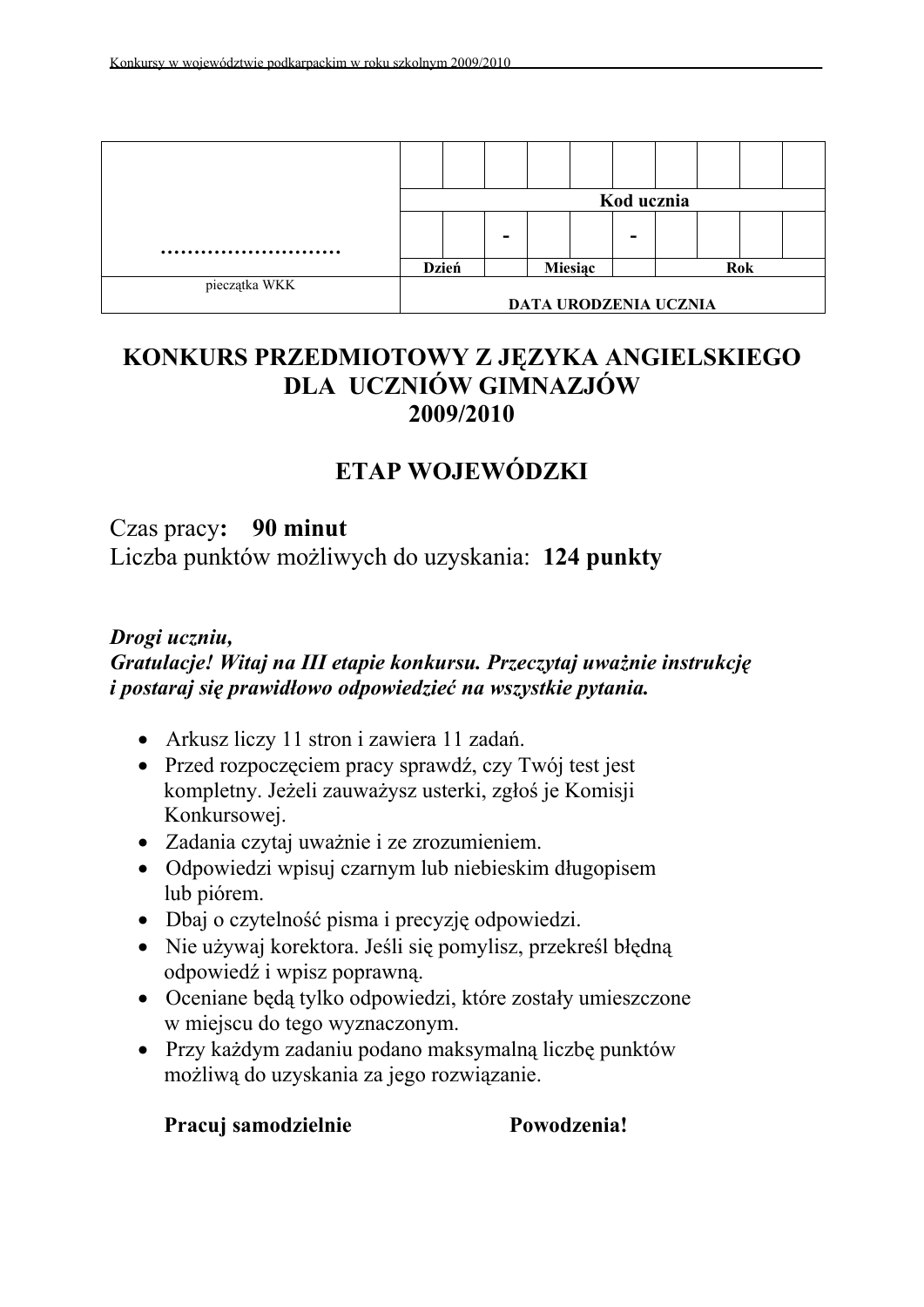|  |  |  |  |  |  |  |  |  |  |  |
|---|---|---|---|---|---|---|---|---|---|---|
| ……………………… |  |  |  |  |  |  |  |  |  |  |
|  | Kod ucznia | | | | | | | | | |
|  |  |  | - |  |  | - |  |  |  |  |
|  | Dzień | | | Miesiąc | | | Rok | | | |
| pieczątka WKK | DATA URODZENIA UCZNIA | | | | | | | | | |

# KONKURS PRZEDMIOTOWY Z JĘZYKA ANGIELSKIEGO DLA UCZNIÓW GIMNAZJÓW 2009/2010

## ETAP WOJEWÓDZKI

Czas pracy**: 90 minut**
Liczba punktów możliwych do uzyskania: **124 punkty**

***Drogi uczniu,***
***Gratulacje! Witaj na III etapie konkursu. Przeczytaj uważnie instrukcję i postaraj się prawidłowo odpowiedzieć na wszystkie pytania.***

- Arkusz liczy 11 stron i zawiera 11 zadań.
- Przed rozpoczęciem pracy sprawdź, czy Twój test jest kompletny. Jeżeli zauważysz usterki, zgłoś je Komisji Konkursowej.
- Zadania czytaj uważnie i ze zrozumieniem.
- Odpowiedzi wpisuj czarnym lub niebieskim długopisem lub piórem.
- Dbaj o czytelność pisma i precyzję odpowiedzi.
- Nie używaj korektora. Jeśli się pomylisz, przekreśl błędną odpowiedź i wpisz poprawną.
- Oceniane będą tylko odpowiedzi, które zostały umieszczone w miejscu do tego wyznaczonym.
- Przy każdym zadaniu podano maksymalną liczbę punktów możliwą do uzyskania za jego rozwiązanie.

**Pracuj samodzielnie** **Powodzenia!**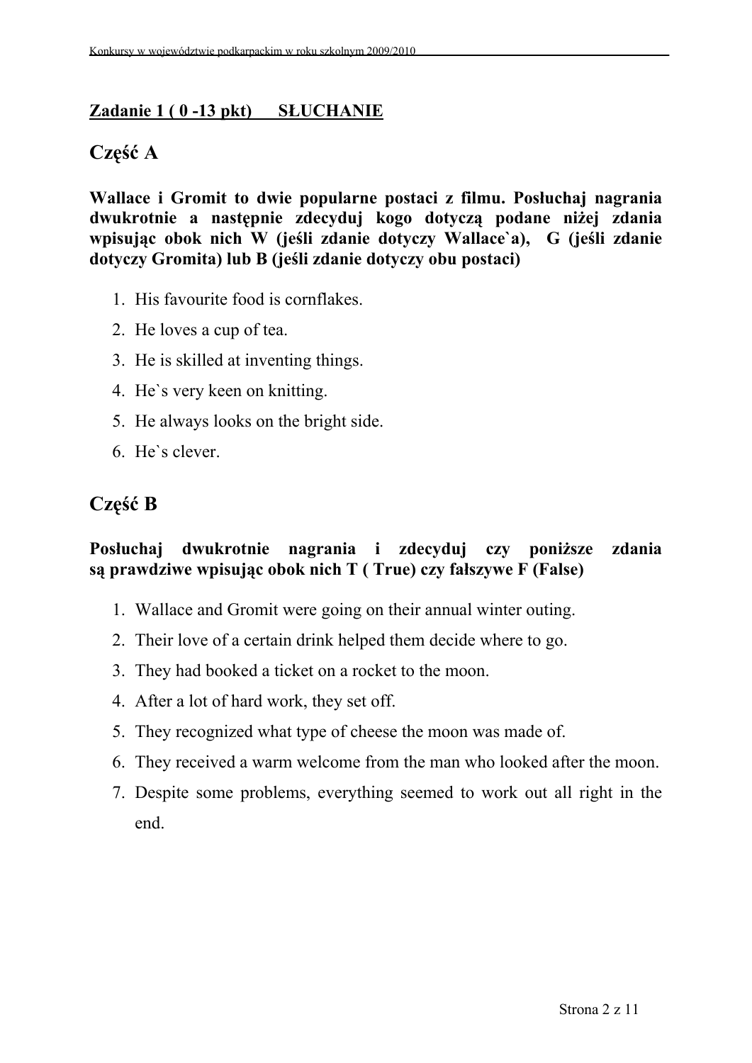**Zadanie 1 ( 0 -13 pkt) SŁUCHANIE**

## Część A

**Wallace i Gromit to dwie popularne postaci z filmu. Posłuchaj nagrania dwukrotnie a następnie zdecyduj kogo dotyczą podane niżej zdania wpisując obok nich W (jeśli zdanie dotyczy Wallace`a), G (jeśli zdanie dotyczy Gromita) lub B (jeśli zdanie dotyczy obu postaci)**

1. His favourite food is cornflakes.
2. He loves a cup of tea.
3. He is skilled at inventing things.
4. He`s very keen on knitting.
5. He always looks on the bright side.
6. He`s clever.

## Część B

**Posłuchaj dwukrotnie nagrania i zdecyduj czy poniższe zdania są prawdziwe wpisując obok nich T ( True) czy fałszywe F (False)**

1. Wallace and Gromit were going on their annual winter outing.
2. Their love of a certain drink helped them decide where to go.
3. They had booked a ticket on a rocket to the moon.
4. After a lot of hard work, they set off.
5. They recognized what type of cheese the moon was made of.
6. They received a warm welcome from the man who looked after the moon.
7. Despite some problems, everything seemed to work out all right in the end.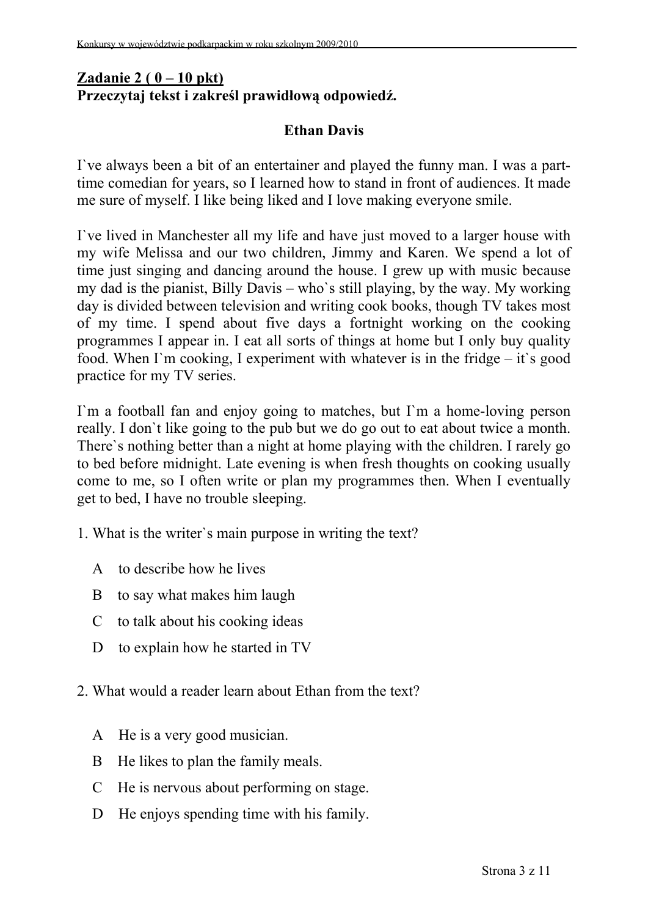**Zadanie 2 ( 0 – 10 pkt)**
**Przeczytaj tekst i zakreśl prawidłową odpowiedź.**

**Ethan Davis**

I`ve always been a bit of an entertainer and played the funny man. I was a part-time comedian for years, so I learned how to stand in front of audiences. It made me sure of myself. I like being liked and I love making everyone smile.

I`ve lived in Manchester all my life and have just moved to a larger house with my wife Melissa and our two children, Jimmy and Karen. We spend a lot of time just singing and dancing around the house. I grew up with music because my dad is the pianist, Billy Davis – who`s still playing, by the way. My working day is divided between television and writing cook books, though TV takes most of my time. I spend about five days a fortnight working on the cooking programmes I appear in. I eat all sorts of things at home but I only buy quality food. When I`m cooking, I experiment with whatever is in the fridge – it`s good practice for my TV series.

I`m a football fan and enjoy going to matches, but I`m a home-loving person really. I don`t like going to the pub but we do go out to eat about twice a month. There`s nothing better than a night at home playing with the children. I rarely go to bed before midnight. Late evening is when fresh thoughts on cooking usually come to me, so I often write or plan my programmes then. When I eventually get to bed, I have no trouble sleeping.

1. What is the writer`s main purpose in writing the text?

   A to describe how he lives

   B to say what makes him laugh

   C to talk about his cooking ideas

   D to explain how he started in TV

2. What would a reader learn about Ethan from the text?

   A He is a very good musician.

   B He likes to plan the family meals.

   C He is nervous about performing on stage.

   D He enjoys spending time with his family.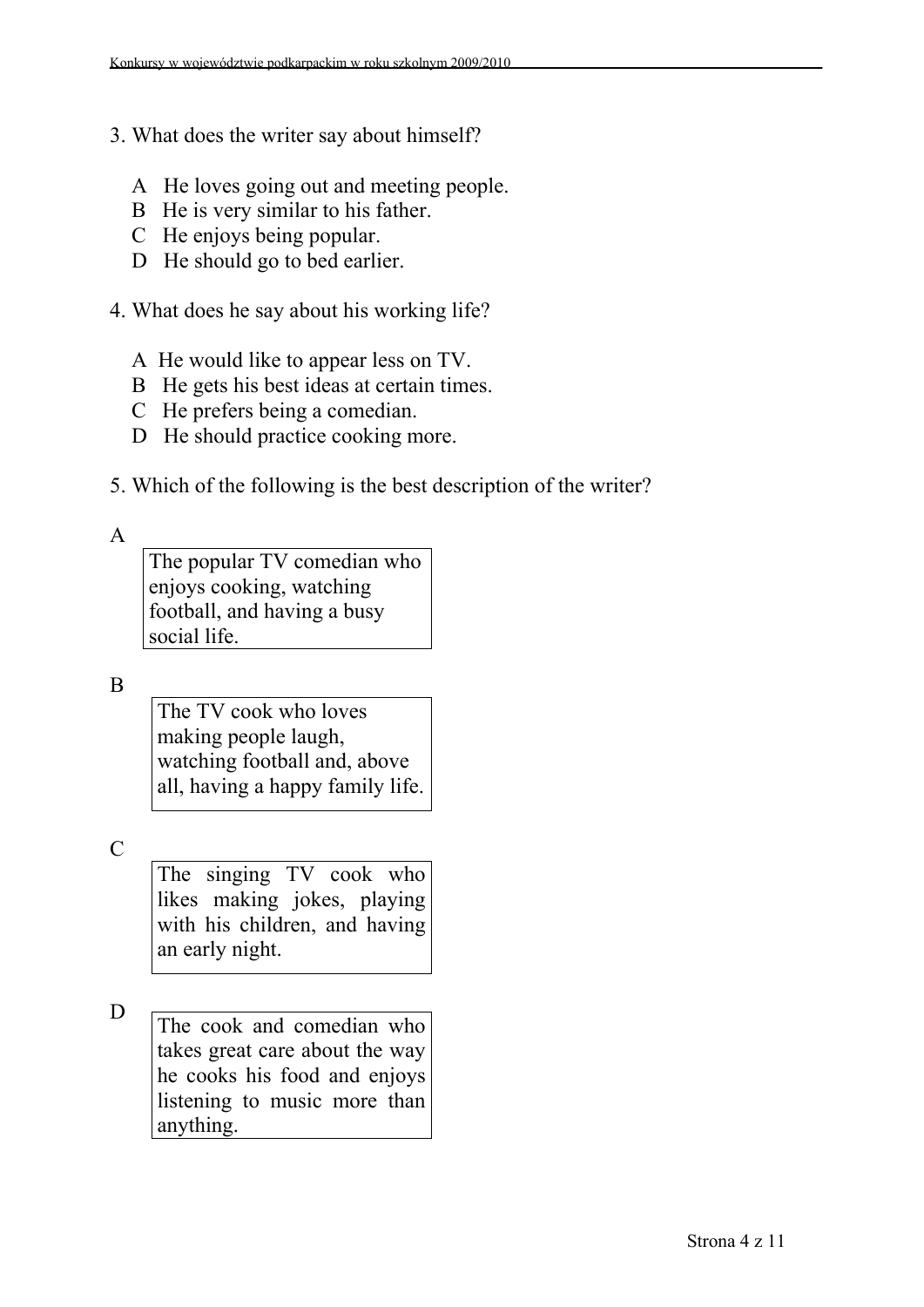3. What does the writer say about himself?

A He loves going out and meeting people.
B He is very similar to his father.
C He enjoys being popular.
D He should go to bed earlier.

4. What does he say about his working life?

A He would like to appear less on TV.
B He gets his best ideas at certain times.
C He prefers being a comedian.
D He should practice cooking more.

5. Which of the following is the best description of the writer?

A

| The popular TV comedian who enjoys cooking, watching football, and having a busy social life. |
|---|

B

| The TV cook who loves making people laugh, watching football and, above all, having a happy family life. |
|---|

C

| The singing TV cook who likes making jokes, playing with his children, and having an early night. |
|---|

D

| The cook and comedian who takes great care about the way he cooks his food and enjoys listening to music more than anything. |
|---|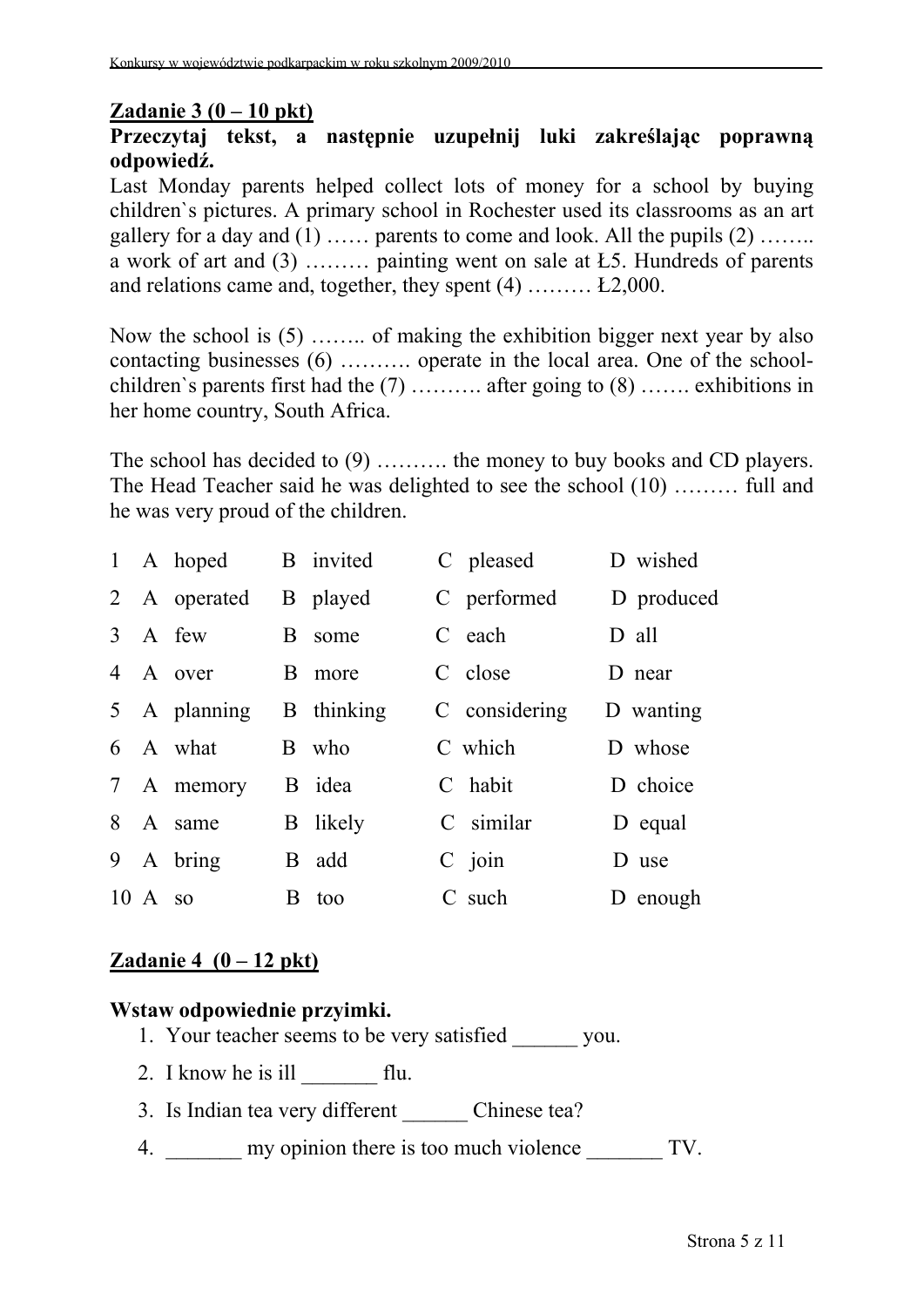## Zadanie 3 (0 – 10 pkt)

**Przeczytaj tekst, a następnie uzupełnij luki zakreślając poprawną odpowiedź.**

Last Monday parents helped collect lots of money for a school by buying children`s pictures. A primary school in Rochester used its classrooms as an art gallery for a day and (1) …… parents to come and look. All the pupils (2) …….. a work of art and (3) ……… painting went on sale at Ł5. Hundreds of parents and relations came and, together, they spent (4) ……… Ł2,000.

Now the school is (5) …….. of making the exhibition bigger next year by also contacting businesses (6) ………. operate in the local area. One of the school-children`s parents first had the (7) ………. after going to (8) ……. exhibitions in her home country, South Africa.

The school has decided to (9) ………. the money to buy books and CD players. The Head Teacher said he was delighted to see the school (10) ……… full and he was very proud of the children.

| | A | B | C | D |
|---|---|---|---|---|
| 1 | A hoped | B invited | C pleased | D wished |
| 2 | A operated | B played | C performed | D produced |
| 3 | A few | B some | C each | D all |
| 4 | A over | B more | C close | D near |
| 5 | A planning | B thinking | C considering | D wanting |
| 6 | A what | B who | C which | D whose |
| 7 | A memory | B idea | C habit | D choice |
| 8 | A same | B likely | C similar | D equal |
| 9 | A bring | B add | C join | D use |
| 10 | A so | B too | C such | D enough |

## Zadanie 4 (0 – 12 pkt)

**Wstaw odpowiednie przyimki.**

1. Your teacher seems to be very satisfied ______ you.
2. I know he is ill _______ flu.
3. Is Indian tea very different ______ Chinese tea?
4. _______ my opinion there is too much violence _______ TV.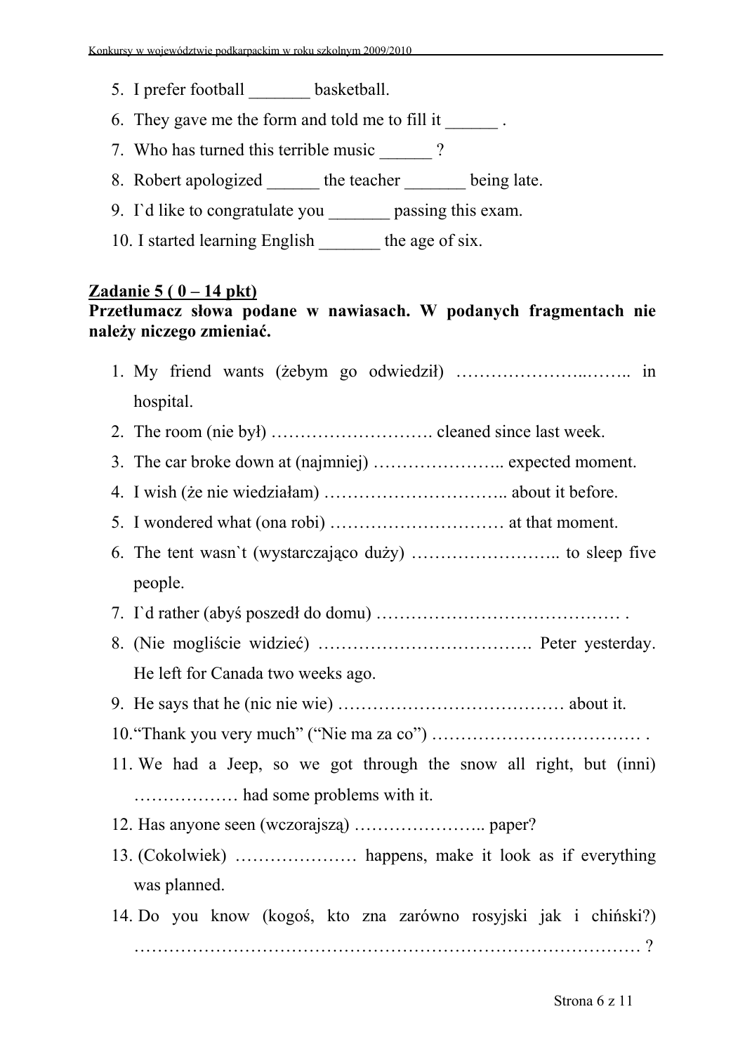5. I prefer football _______ basketball.
6. They gave me the form and told me to fill it ______ .
7. Who has turned this terrible music ______ ?
8. Robert apologized ______ the teacher _______ being late.
9. I`d like to congratulate you _______ passing this exam.
10. I started learning English _______ the age of six.

**Zadanie 5 ( 0 – 14 pkt)**

**Przetłumacz słowa podane w nawiasach. W podanych fragmentach nie należy niczego zmieniać.**

1. My friend wants (żebym go odwiedził) …………………..…….. in hospital.
2. The room (nie był) ………………………. cleaned since last week.
3. The car broke down at (najmniej) ………………….. expected moment.
4. I wish (że nie wiedziałam) ………………………….. about it before.
5. I wondered what (ona robi) ………………………… at that moment.
6. The tent wasn`t (wystarczająco duży) …………………….. to sleep five people.
7. I`d rather (abyś poszedł do domu) …………………………………… .
8. (Nie mogliście widzieć) ………………………………. Peter yesterday. He left for Canada two weeks ago.
9. He says that he (nic nie wie) ………………………………… about it.
10. "Thank you very much" ("Nie ma za co") ……………………………… .
11. We had a Jeep, so we got through the snow all right, but (inni) ……………… had some problems with it.
12. Has anyone seen (wczorajszą) ………………….. paper?
13. (Cokolwiek) ………………… happens, make it look as if everything was planned.
14. Do you know (kogoś, kto zna zarówno rosyjski jak i chiński?) ……………………………………………………………………… ?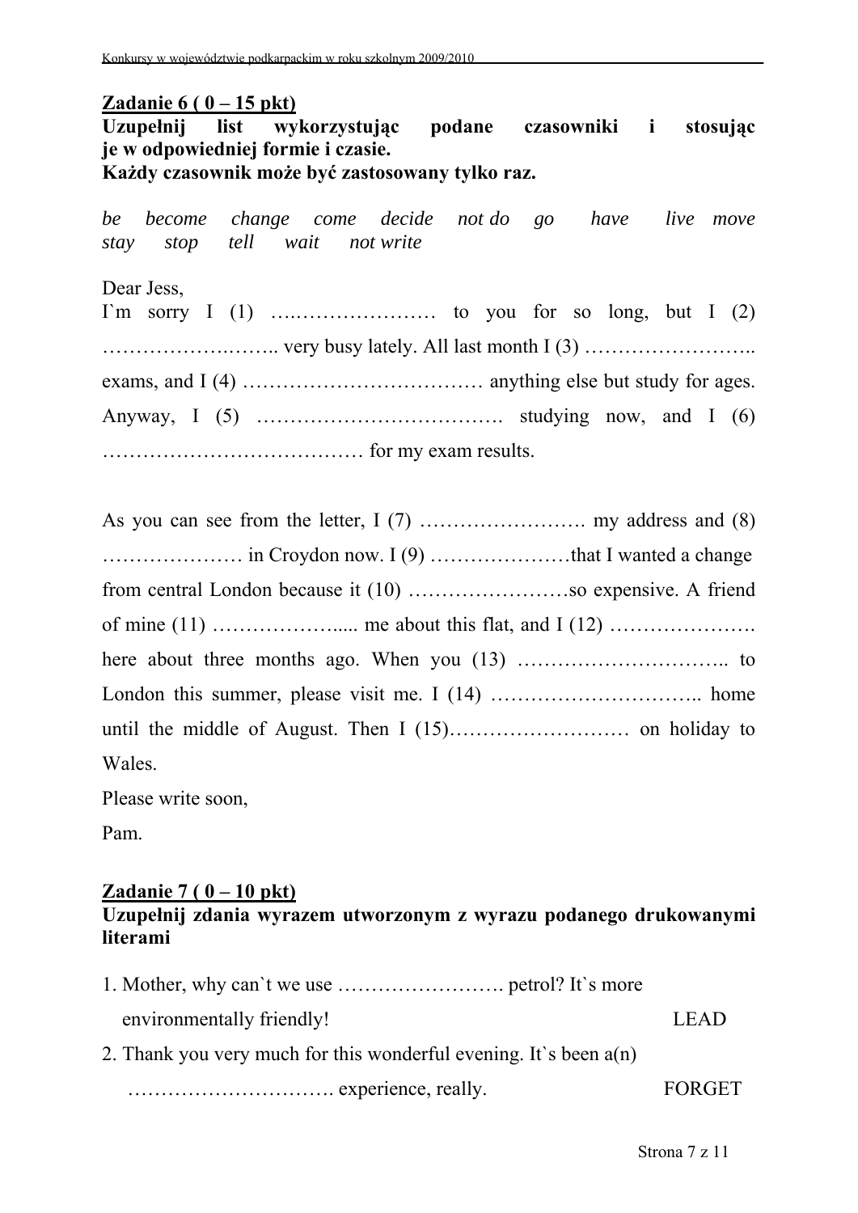**Zadanie 6 ( 0 – 15 pkt)**

**Uzupełnij list wykorzystując podane czasowniki i stosując je w odpowiedniej formie i czasie.**
**Każdy czasownik może być zastosowany tylko raz.**

*be become change come decide not do go have live move stay stop tell wait not write*

Dear Jess,

I`m sorry I (1) ….………………… to you for so long, but I (2) …………………..…….. very busy lately. All last month I (3) …………………….. exams, and I (4) ……………………………… anything else but study for ages. Anyway, I (5) ………………………………. studying now, and I (6) ………………………………… for my exam results.

As you can see from the letter, I (7) ……………………. my address and (8) ………………… in Croydon now. I (9) …………………that I wanted a change from central London because it (10) ……………………so expensive. A friend of mine (11) ……………….... me about this flat, and I (12) …………………. here about three months ago. When you (13) ………………………….. to London this summer, please visit me. I (14) ………………………….. home until the middle of August. Then I (15)……………………… on holiday to Wales.

Please write soon,

Pam.

**Zadanie 7 ( 0 – 10 pkt)**

**Uzupełnij zdania wyrazem utworzonym z wyrazu podanego drukowanymi literami**

1. Mother, why can`t we use ……………………. petrol? It`s more environmentally friendly! LEAD
2. Thank you very much for this wonderful evening. It`s been a(n) …………………………. experience, really. FORGET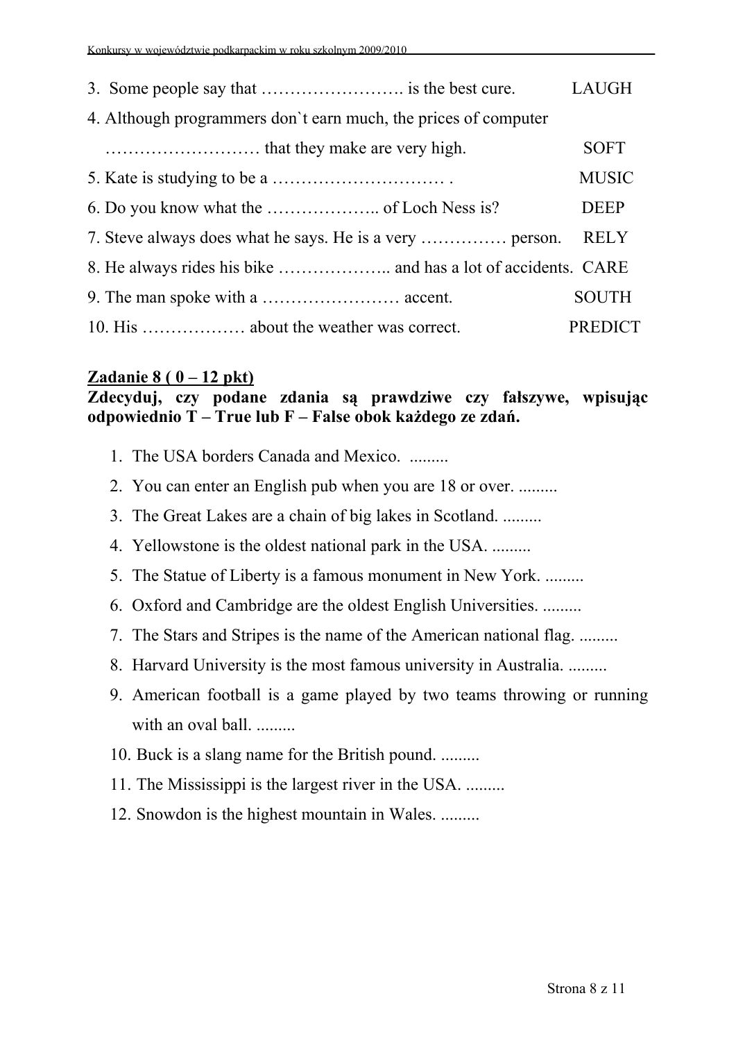3. Some people say that ……………………. is the best cure. LAUGH

4. Although programmers don`t earn much, the prices of computer ……………………… that they make are very high. SOFT

5. Kate is studying to be a ………………………… . MUSIC

6. Do you know what the ……………….. of Loch Ness is? DEEP

7. Steve always does what he says. He is a very …………… person. RELY

8. He always rides his bike ……………….. and has a lot of accidents. CARE

9. The man spoke with a …………………… accent. SOUTH

10. His ……………… about the weather was correct. PREDICT

## Zadanie 8 ( 0 – 12 pkt)

**Zdecyduj, czy podane zdania są prawdziwe czy fałszywe, wpisując odpowiednio T – True lub F – False obok każdego ze zdań.**

1. The USA borders Canada and Mexico. .........
2. You can enter an English pub when you are 18 or over. .........
3. The Great Lakes are a chain of big lakes in Scotland. .........
4. Yellowstone is the oldest national park in the USA. .........
5. The Statue of Liberty is a famous monument in New York. .........
6. Oxford and Cambridge are the oldest English Universities. .........
7. The Stars and Stripes is the name of the American national flag. .........
8. Harvard University is the most famous university in Australia. .........
9. American football is a game played by two teams throwing or running with an oval ball. .........
10. Buck is a slang name for the British pound. .........
11. The Mississippi is the largest river in the USA. .........
12. Snowdon is the highest mountain in Wales. .........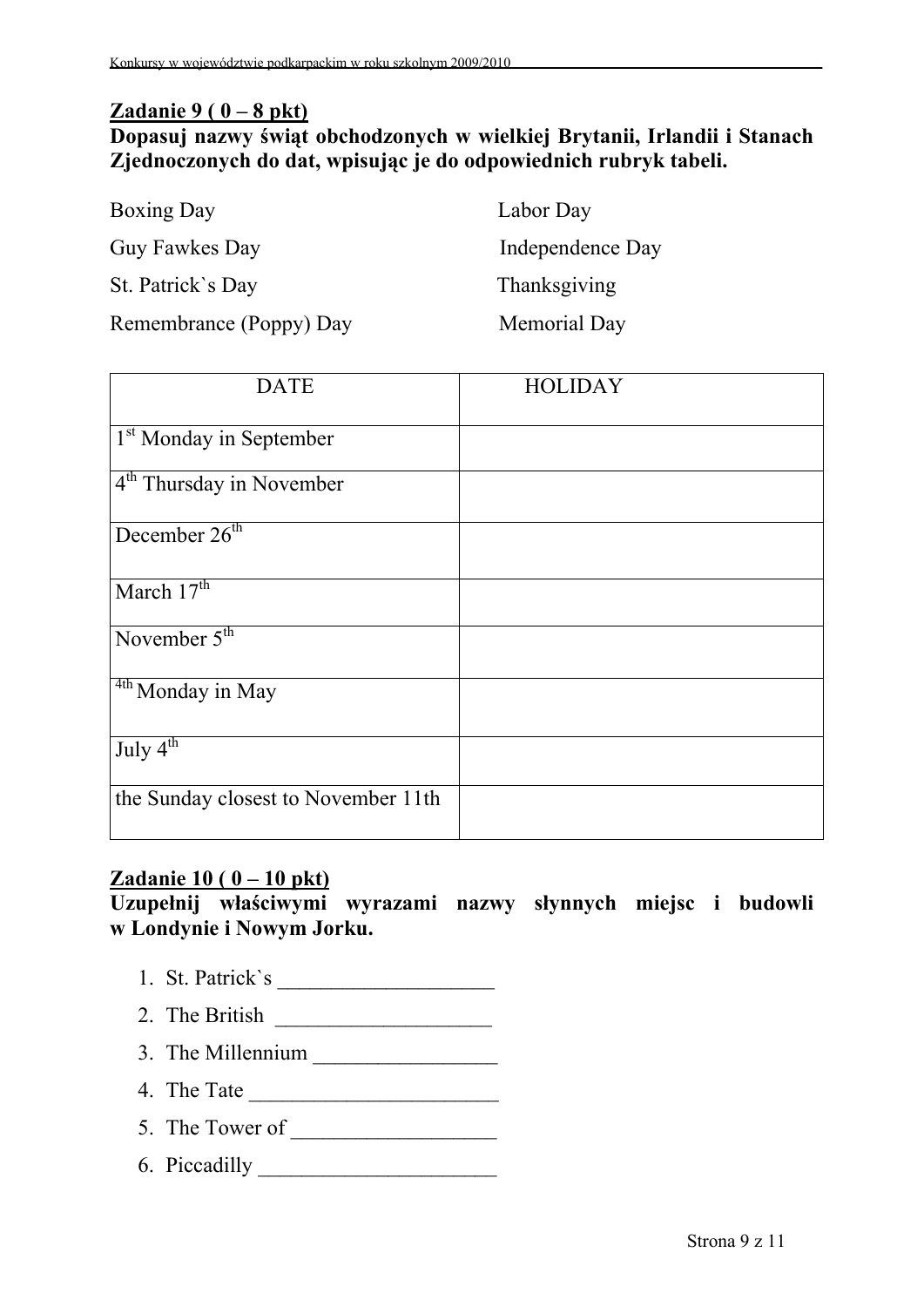**Zadanie 9 ( 0 – 8 pkt)**

**Dopasuj nazwy świąt obchodzonych w wielkiej Brytanii, Irlandii i Stanach Zjednoczonych do dat, wpisując je do odpowiednich rubryk tabeli.**

Boxing Day
Labor Day
Guy Fawkes Day
Independence Day
St. Patrick`s Day
Thanksgiving
Remembrance (Poppy) Day
Memorial Day

| DATE | HOLIDAY |
|---|---|
| 1st Monday in September | |
| 4th Thursday in November | |
| December 26th | |
| March 17th | |
| November 5th | |
| 4th Monday in May | |
| July 4th | |
| the Sunday closest to November 11th | |

**Zadanie 10 ( 0 – 10 pkt)**

**Uzupełnij właściwymi wyrazami nazwy słynnych miejsc i budowli w Londynie i Nowym Jorku.**

1. St. Patrick`s ____________________
2. The British ____________________
3. The Millennium _________________
4. The Tate _______________________
5. The Tower of ___________________
6. Piccadilly ______________________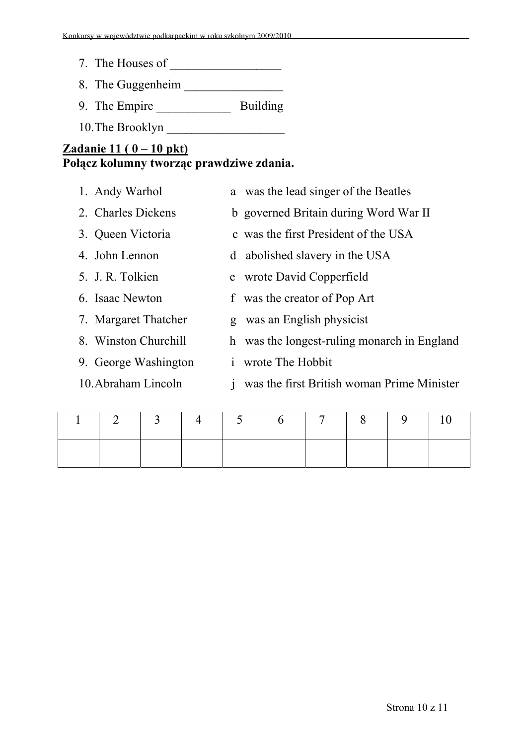7. The Houses of __________________
8. The Guggenheim ________________
9. The Empire ____________ Building
10. The Brooklyn ___________________

**Zadanie 11 ( 0 – 10 pkt)**
**Połącz kolumny tworząc prawdziwe zdania.**

1. Andy Warhol — a was the lead singer of the Beatles
2. Charles Dickens — b governed Britain during Word War II
3. Queen Victoria — c was the first President of the USA
4. John Lennon — d abolished slavery in the USA
5. J. R. Tolkien — e wrote David Copperfield
6. Isaac Newton — f was the creator of Pop Art
7. Margaret Thatcher — g was an English physicist
8. Winston Churchill — h was the longest-ruling monarch in England
9. George Washington — i wrote The Hobbit
10. Abraham Lincoln — j was the first British woman Prime Minister

| 1 | 2 | 3 | 4 | 5 | 6 | 7 | 8 | 9 | 10 |
|---|---|---|---|---|---|---|---|---|---|
| | | | | | | | | | |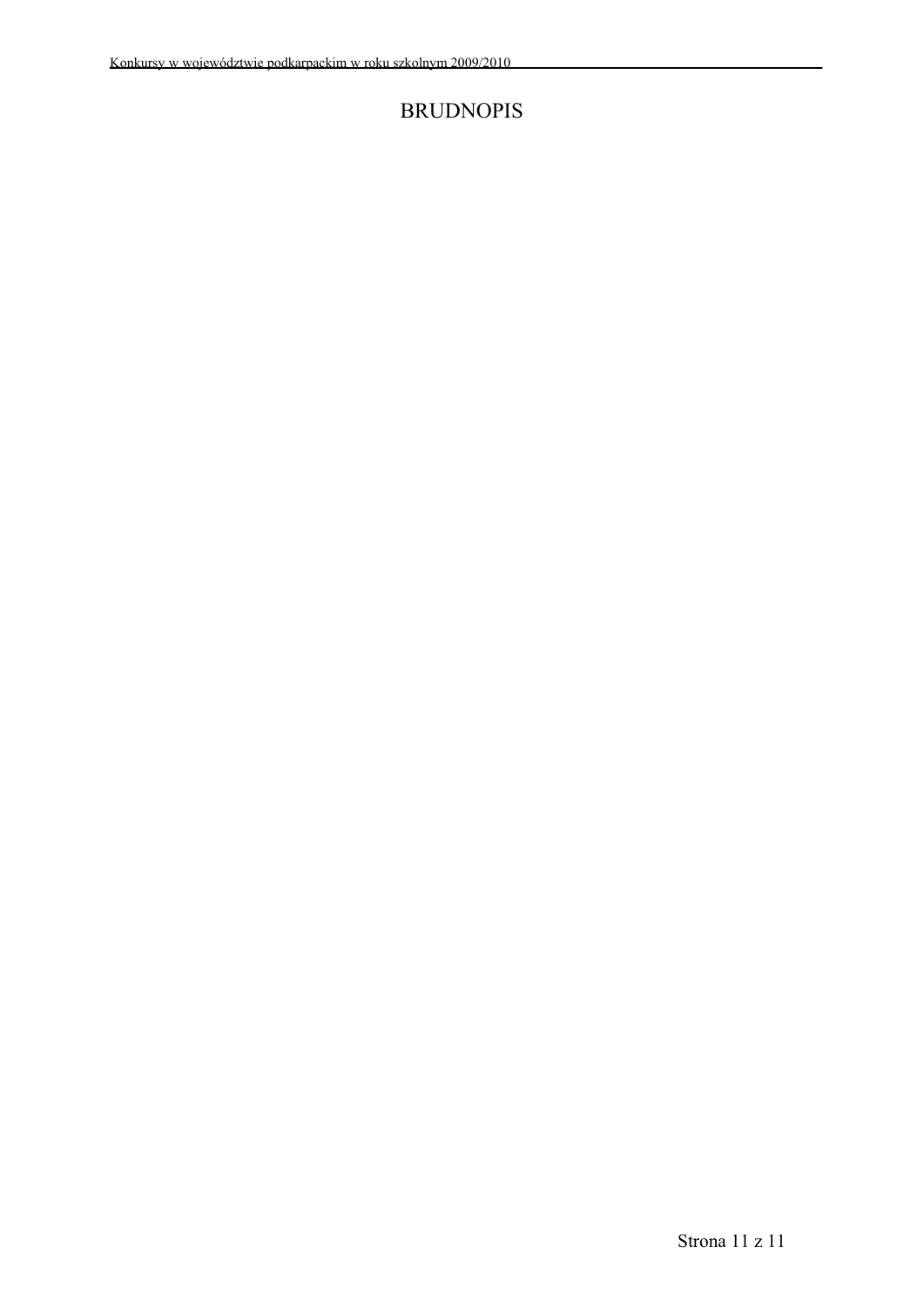# BRUDNOPIS